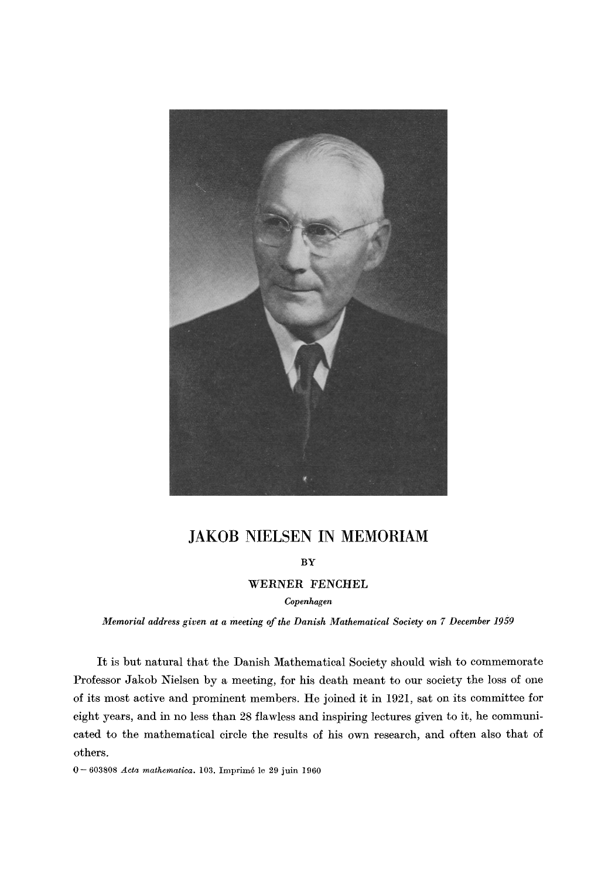# JAKOB NIELSEN IN MEMORIAM

BY

WERNER FENCHEL

*Copenhagen*

*Memorial address given at a meeting of the Danish Mathematical Society on 7 December 1959*

It is but natural that the Danish Mathematical Society should wish to commemorate Professor Jakob Nielsen by a meeting, for his death meant to our society the loss of one of its most active and prominent members. He joined it in 1921, sat on its committee for eight years, and in no less than 28 flawless and inspiring lectures given to it, he communicated to the mathematical circle the results of his own research, and often also that of others.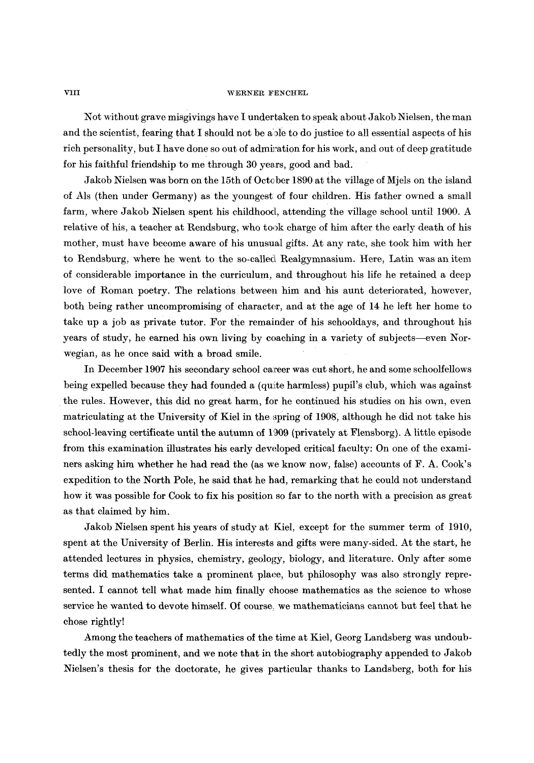Not without grave misgivings have I undertaken to speak about Jakob Nielsen, the man and the scientist, fearing that I should not be able to do justice to all essential aspects of his rich personality, but I have done so out of admiration for his work, and out of deep gratitude for his faithful friendship to me through 30 years, good and bad.

Jakob Nielsen was born on the 15th of October 1890 at the village of Mjels on the island of Als (then under Germany) as the youngest of four children. His father owned a small farm, where Jakob Nielsen spent his childhood, attending the village school until 1900. A relative of his, a teacher at Rendsburg, who took charge of him after the early death of his mother, must have become aware of his unusual gifts. At any rate, she took him with her to Rendsburg, where he went to the so-called Realgymnasium. Here, Latin was an item of considerable importance in the curriculum, and throughout his life he retained a deep love of Roman poetry. The relations between him and his aunt deteriorated, however, both being rather uncompromising of character, and at the age of 14 he left her home to take up a job as private tutor. For the remainder of his schooldays, and throughout his years of study, he earned his own living by coaching in a variety of subjects—even Norwegian, as he once said with a broad smile.

In December 1907 his secondary school career was cut short, he and some schoolfellows being expelled because they had founded a (quite harmless) pupil's club, which was against the rules. However, this did no great harm, for he continued his studies on his own, even matriculating at the University of Kiel in the spring of 1908, although he did not take his school-leaving certificate until the autumn of 1909 (privately at Flensborg). A little episode from this examination illustrates his early developed critical faculty: On one of the examiners asking him whether he had read the (as we know now, false) accounts of F. A. Cook's expedition to the North Pole, he said that he had, remarking that he could not understand how it was possible for Cook to fix his position so far to the north with a precision as great as that claimed by him.

Jakob Nielsen spent his years of study at Kiel, except for the summer term of 1910, spent at the University of Berlin. His interests and gifts were many-sided. At the start, he attended lectures in physics, chemistry, geology, biology, and literature. Only after some terms did mathematics take a prominent place, but philosophy was also strongly represented. I cannot tell what made him finally choose mathematics as the science to whose service he wanted to devote himself. Of course, we mathematicians cannot but feel that he chose rightly!

Among the teachers of mathematics of the time at Kiel, Georg Landsberg was undoubtedly the most prominent, and we note that in the short autobiography appended to Jakob Nielsen's thesis for the doctorate, he gives particular thanks to Landsberg, both for his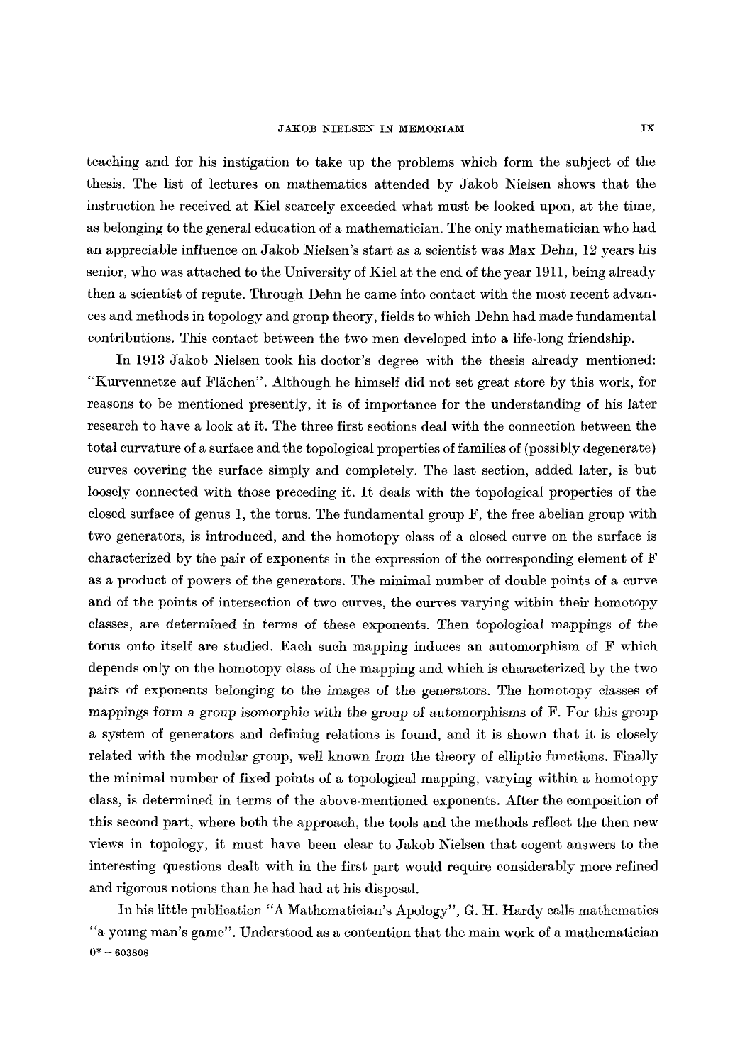teaching and for his instigation to take up the problems which form the subject of the thesis. The list of lectures on mathematics attended by Jakob Nielsen shows that the instruction he received at Kiel scarcely exceeded what must be looked upon, at the time, as belonging to the general education of a mathematician. The only mathematician who had an appreciable influence on Jakob Nielsen's start as a scientist was Max Dehn, 12 years his senior, who was attached to the University of Kiel at the end of the year 1911, being already then a scientist of repute. Through Dehn he came into contact with the most recent advances and methods in topology and group theory, fields to which Dehn had made fundamental contributions. This contact between the two men developed into a life-long friendship.

In 1913 Jakob Nielsen took his doctor's degree with the thesis already mentioned: "Kurvennetze auf Flächen". Although he himself did not set great store by this work, for reasons to be mentioned presently, it is of importance for the understanding of his later research to have a look at it. The three first sections deal with the connection between the total curvature of a surface and the topological properties of families of (possibly degenerate) curves covering the surface simply and completely. The last section, added later, is but loosely connected with those preceding it. It deals with the topological properties of the closed surface of genus 1, the torus. The fundamental group F, the free abelian group with two generators, is introduced, and the homotopy class of a closed curve on the surface is characterized by the pair of exponents in the expression of the corresponding element of F as a product of powers of the generators. The minimal number of double points of a curve and of the points of intersection of two curves, the curves varying within their homotopy classes, are determined in terms of these exponents. Then topological mappings of the torus onto itself are studied. Each such mapping induces an automorphism of F which depends only on the homotopy class of the mapping and which is characterized by the two pairs of exponents belonging to the images of the generators. The homotopy classes of mappings form a group isomorphic with the group of automorphisms of F. For this group a system of generators and defining relations is found, and it is shown that it is closely related with the modular group, well known from the theory of elliptic functions. Finally the minimal number of fixed points of a topological mapping, varying within a homotopy class, is determined in terms of the above-mentioned exponents. After the composition of this second part, where both the approach, the tools and the methods reflect the then new views in topology, it must have been clear to Jakob Nielsen that cogent answers to the interesting questions dealt with in the first part would require considerably more refined and rigorous notions than he had had at his disposal.

In his little publication "A Mathematician's Apology", G. H. Hardy calls mathematics "a young man's game". Understood as a contention that the main work of a mathematician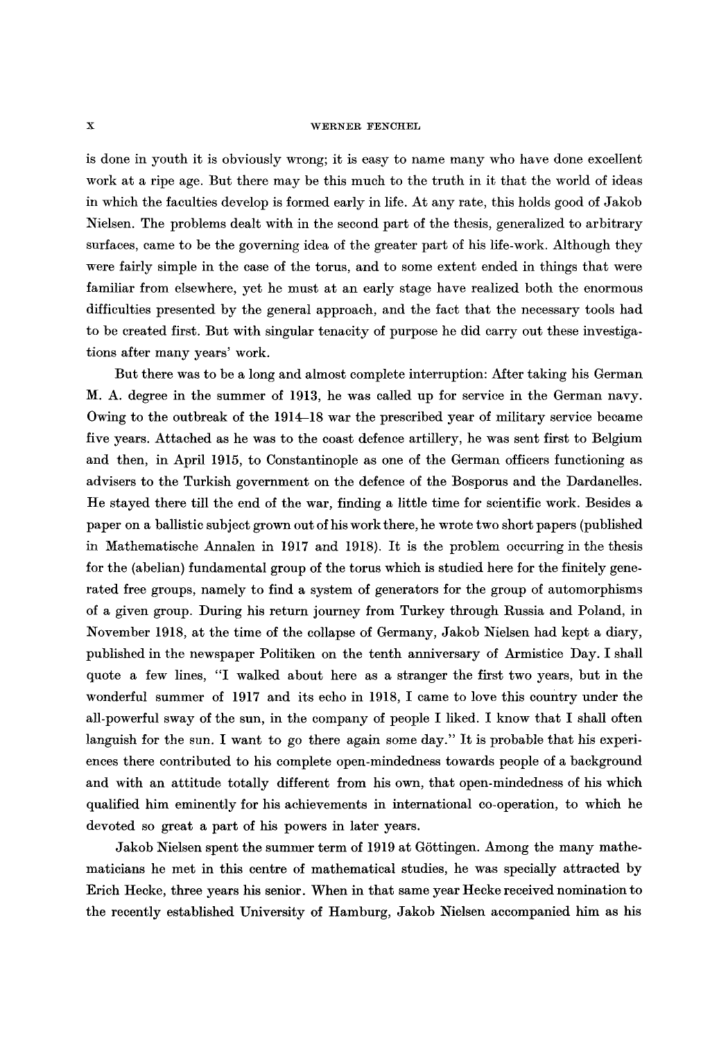is done in youth it is obviously wrong; it is easy to name many who have done excellent work at a ripe age. But there may be this much to the truth in it that the world of ideas in which the faculties develop is formed early in life. At any rate, this holds good of Jakob Nielsen. The problems dealt with in the second part of the thesis, generalized to arbitrary surfaces, came to be the governing idea of the greater part of his life-work. Although they were fairly simple in the case of the torus, and to some extent ended in things that were familiar from elsewhere, yet he must at an early stage have realized both the enormous difficulties presented by the general approach, and the fact that the necessary tools had to be created first. But with singular tenacity of purpose he did carry out these investigations after many years' work.

But there was to be a long and almost complete interruption: After taking his German M. A. degree in the summer of 1913, he was called up for service in the German navy. Owing to the outbreak of the 1914–18 war the prescribed year of military service became five years. Attached as he was to the coast defence artillery, he was sent first to Belgium and then, in April 1915, to Constantinople as one of the German officers functioning as advisers to the Turkish government on the defence of the Bosporus and the Dardanelles. He stayed there till the end of the war, finding a little time for scientific work. Besides a paper on a ballistic subject grown out of his work there, he wrote two short papers (published in Mathematische Annalen in 1917 and 1918). It is the problem occurring in the thesis for the (abelian) fundamental group of the torus which is studied here for the finitely generated free groups, namely to find a system of generators for the group of automorphisms of a given group. During his return journey from Turkey through Russia and Poland, in November 1918, at the time of the collapse of Germany, Jakob Nielsen had kept a diary, published in the newspaper Politiken on the tenth anniversary of Armistice Day. I shall quote a few lines, "I walked about here as a stranger the first two years, but in the wonderful summer of 1917 and its echo in 1918, I came to love this country under the all-powerful sway of the sun, in the company of people I liked. I know that I shall often languish for the sun. I want to go there again some day." It is probable that his experiences there contributed to his complete open-mindedness towards people of a background and with an attitude totally different from his own, that open-mindedness of his which qualified him eminently for his achievements in international co-operation, to which he devoted so great a part of his powers in later years.

Jakob Nielsen spent the summer term of 1919 at Göttingen. Among the many mathematicians he met in this centre of mathematical studies, he was specially attracted by Erich Hecke, three years his senior. When in that same year Hecke received nomination to the recently established University of Hamburg, Jakob Nielsen accompanied him as his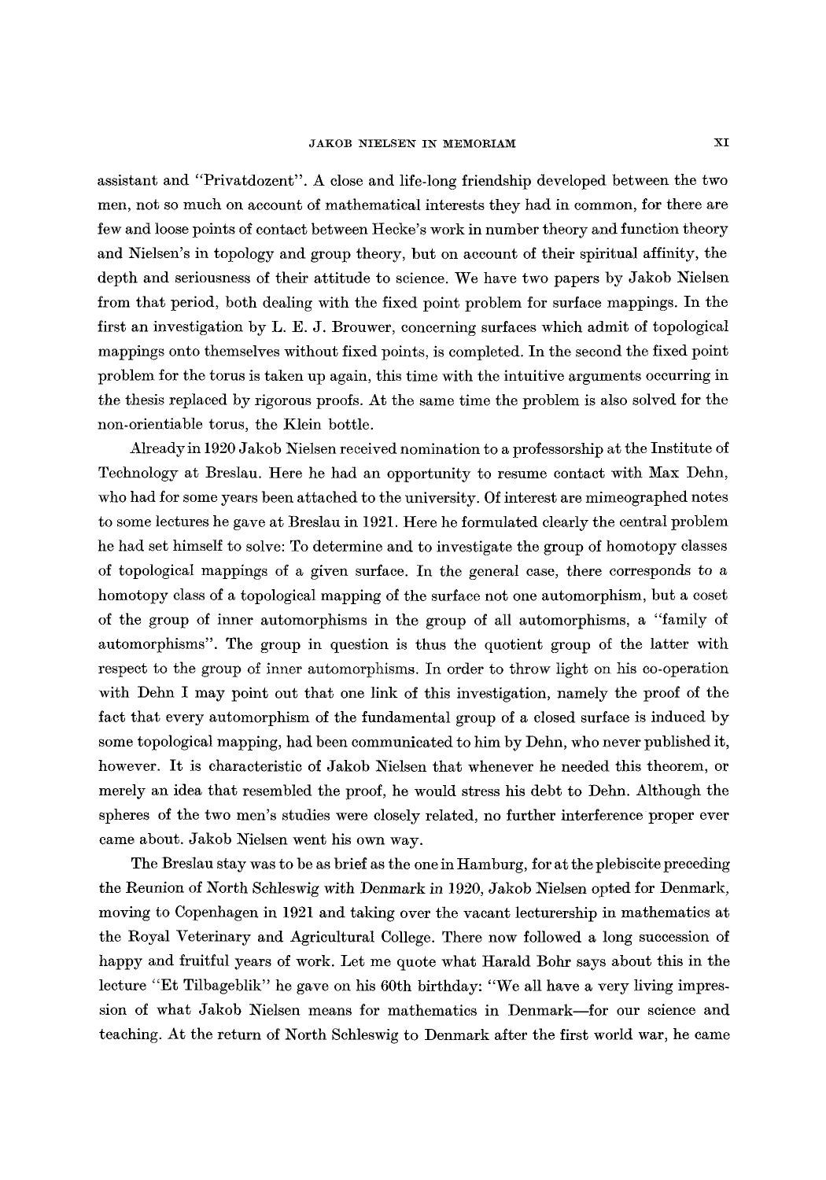assistant and "Privatdozent". A close and life-long friendship developed between the two men, not so much on account of mathematical interests they had in common, for there are few and loose points of contact between Hecke's work in number theory and function theory and Nielsen's in topology and group theory, but on account of their spiritual affinity, the depth and seriousness of their attitude to science. We have two papers by Jakob Nielsen from that period, both dealing with the fixed point problem for surface mappings. In the first an investigation by L. E. J. Brouwer, concerning surfaces which admit of topological mappings onto themselves without fixed points, is completed. In the second the fixed point problem for the torus is taken up again, this time with the intuitive arguments occurring in the thesis replaced by rigorous proofs. At the same time the problem is also solved for the non-orientiable torus, the Klein bottle.

Already in 1920 Jakob Nielsen received nomination to a professorship at the Institute of Technology at Breslau. Here he had an opportunity to resume contact with Max Dehn, who had for some years been attached to the university. Of interest are mimeographed notes to some lectures he gave at Breslau in 1921. Here he formulated clearly the central problem he had set himself to solve: To determine and to investigate the group of homotopy classes of topological mappings of a given surface. In the general case, there corresponds to a homotopy class of a topological mapping of the surface not one automorphism, but a coset of the group of inner automorphisms in the group of all automorphisms, a "family of automorphisms". The group in question is thus the quotient group of the latter with respect to the group of inner automorphisms. In order to throw light on his co-operation with Dehn I may point out that one link of this investigation, namely the proof of the fact that every automorphism of the fundamental group of a closed surface is induced by some topological mapping, had been communicated to him by Dehn, who never published it, however. It is characteristic of Jakob Nielsen that whenever he needed this theorem, or merely an idea that resembled the proof, he would stress his debt to Dehn. Although the spheres of the two men's studies were closely related, no further interference proper ever came about. Jakob Nielsen went his own way.

The Breslau stay was to be as brief as the one in Hamburg, for at the plebiscite preceding the Reunion of North Schleswig with Denmark in 1920, Jakob Nielsen opted for Denmark, moving to Copenhagen in 1921 and taking over the vacant lecturership in mathematics at the Royal Veterinary and Agricultural College. There now followed a long succession of happy and fruitful years of work. Let me quote what Harald Bohr says about this in the lecture "Et Tilbageblik" he gave on his 60th birthday: "We all have a very living impression of what Jakob Nielsen means for mathematics in Denmark—for our science and teaching. At the return of North Schleswig to Denmark after the first world war, he came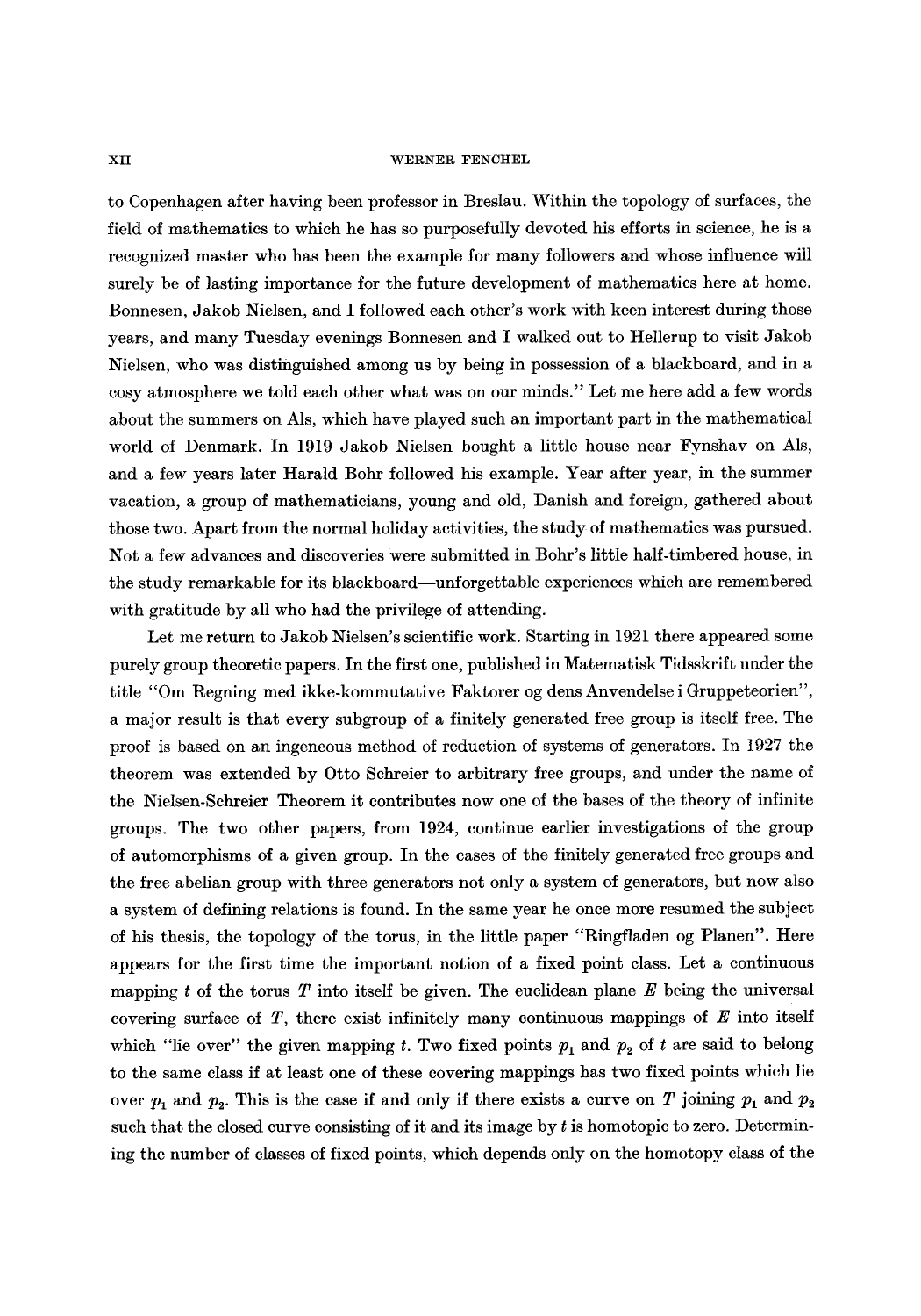to Copenhagen after having been professor in Breslau. Within the topology of surfaces, the field of mathematics to which he has so purposefully devoted his efforts in science, he is a recognized master who has been the example for many followers and whose influence will surely be of lasting importance for the future development of mathematics here at home. Bonnesen, Jakob Nielsen, and I followed each other's work with keen interest during those years, and many Tuesday evenings Bonnesen and I walked out to Hellerup to visit Jakob Nielsen, who was distinguished among us by being in possession of a blackboard, and in a cosy atmosphere we told each other what was on our minds." Let me here add a few words about the summers on Als, which have played such an important part in the mathematical world of Denmark. In 1919 Jakob Nielsen bought a little house near Fynshav on Als, and a few years later Harald Bohr followed his example. Year after year, in the summer vacation, a group of mathematicians, young and old, Danish and foreign, gathered about those two. Apart from the normal holiday activities, the study of mathematics was pursued. Not a few advances and discoveries were submitted in Bohr's little half-timbered house, in the study remarkable for its blackboard—unforgettable experiences which are remembered with gratitude by all who had the privilege of attending.

Let me return to Jakob Nielsen's scientific work. Starting in 1921 there appeared some purely group theoretic papers. In the first one, published in Matematisk Tidsskrift under the title "Om Regning med ikke-kommutative Faktorer og dens Anvendelse i Gruppeteorien", a major result is that every subgroup of a finitely generated free group is itself free. The proof is based on an ingeneous method of reduction of systems of generators. In 1927 the theorem was extended by Otto Schreier to arbitrary free groups, and under the name of the Nielsen-Schreier Theorem it contributes now one of the bases of the theory of infinite groups. The two other papers, from 1924, continue earlier investigations of the group of automorphisms of a given group. In the cases of the finitely generated free groups and the free abelian group with three generators not only a system of generators, but now also a system of defining relations is found. In the same year he once more resumed the subject of his thesis, the topology of the torus, in the little paper "Ringfladen og Planen". Here appears for the first time the important notion of a fixed point class. Let a continuous mapping $t$ of the torus $T$ into itself be given. The euclidean plane $E$ being the universal covering surface of $T$, there exist infinitely many continuous mappings of $E$ into itself which "lie over" the given mapping $t$. Two fixed points $p_1$ and $p_2$ of $t$ are said to belong to the same class if at least one of these covering mappings has two fixed points which lie over $p_1$ and $p_2$. This is the case if and only if there exists a curve on $T$ joining $p_1$ and $p_2$ such that the closed curve consisting of it and its image by $t$ is homotopic to zero. Determining the number of classes of fixed points, which depends only on the homotopy class of the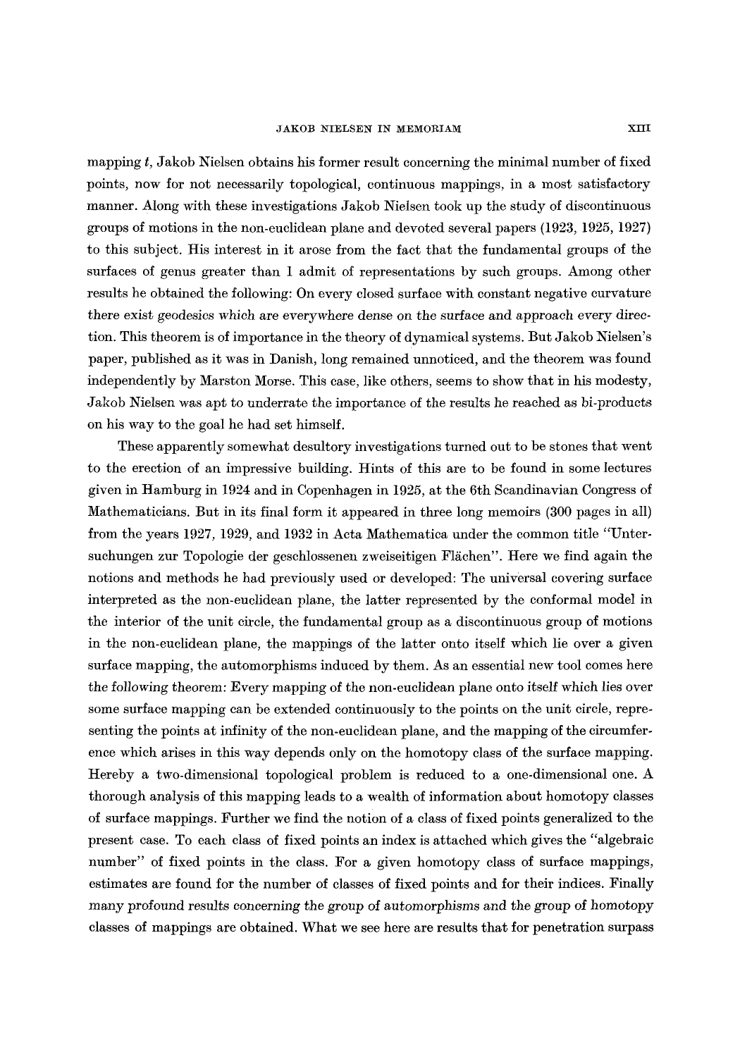mapping $t$, Jakob Nielsen obtains his former result concerning the minimal number of fixed points, now for not necessarily topological, continuous mappings, in a most satisfactory manner. Along with these investigations Jakob Nielsen took up the study of discontinuous groups of motions in the non-euclidean plane and devoted several papers (1923, 1925, 1927) to this subject. His interest in it arose from the fact that the fundamental groups of the surfaces of genus greater than 1 admit of representations by such groups. Among other results he obtained the following: On every closed surface with constant negative curvature *there exist geodesics which are everywhere dense on the surface and approach every direction.* This theorem is of importance in the theory of dynamical systems. But Jakob Nielsen's paper, published as it was in Danish, long remained unnoticed, and the theorem was found independently by Marston Morse. This case, like others, seems to show that in his modesty, Jakob Nielsen was apt to underrate the importance of the results he reached as bi-products on his way to the goal he had set himself.

These apparently somewhat desultory investigations turned out to be stones that went to the erection of an impressive building. Hints of this are to be found in some lectures given in Hamburg in 1924 and in Copenhagen in 1925, at the 6th Scandinavian Congress of Mathematicians. But in its final form it appeared in three long memoirs (300 pages in all) from the years 1927, 1929, and 1932 in Acta Mathematica under the common title "Untersuchungen zur Topologie der geschlossenen zweiseitigen Flächen". Here we find again the notions and methods he had previously used or developed: The universal covering surface interpreted as the non-euclidean plane, the latter represented by the conformal model in the interior of the unit circle, the fundamental group as a discontinuous group of motions in the non-euclidean plane, the mappings of the latter onto itself which lie over a given surface mapping, the automorphisms induced by them. As an essential new tool comes here the following theorem: *Every mapping of the non-euclidean plane onto itself which lies over some surface mapping can be extended continuously to the points on the unit circle, representing the points at infinity of the non-euclidean plane, and the mapping of the circumference which arises in this way depends only on the homotopy class of the surface mapping.* Hereby a two-dimensional topological problem is reduced to a one-dimensional one. A thorough analysis of this mapping leads to a wealth of information about homotopy classes of surface mappings. Further we find the notion of a class of fixed points generalized to the present case. To each class of fixed points an index is attached which gives the "algebraic number" of fixed points in the class. For a given homotopy class of surface mappings, estimates are found for the number of classes of fixed points and for their indices. Finally many profound results concerning *the group of automorphisms* and *the group of homotopy classes of mappings* are obtained. What we see here are results that for penetration surpass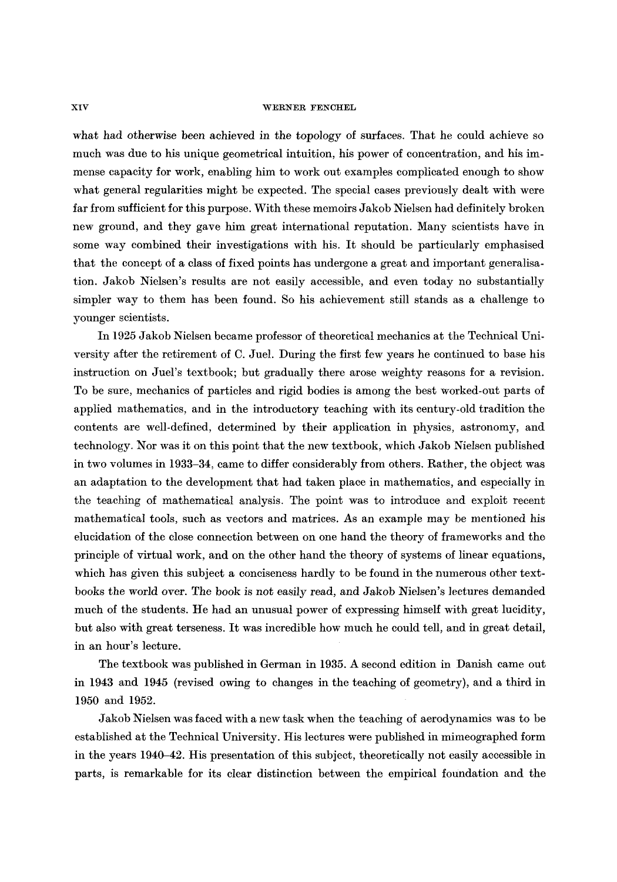what had otherwise been achieved in the topology of surfaces. That he could achieve so much was due to his unique geometrical intuition, his power of concentration, and his immense capacity for work, enabling him to work out examples complicated enough to show what general regularities might be expected. The special cases previously dealt with were far from sufficient for this purpose. With these memoirs Jakob Nielsen had definitely broken new ground, and they gave him great international reputation. Many scientists have in some way combined their investigations with his. It should be particularly emphasised that the concept of a class of fixed points has undergone a great and important generalisation. Jakob Nielsen's results are not easily accessible, and even today no substantially simpler way to them has been found. So his achievement still stands as a challenge to younger scientists.

In 1925 Jakob Nielsen became professor of theoretical mechanics at the Technical University after the retirement of C. Juel. During the first few years he continued to base his instruction on Juel's textbook; but gradually there arose weighty reasons for a revision. To be sure, mechanics of particles and rigid bodies is among the best worked-out parts of applied mathematics, and in the introductory teaching with its century-old tradition the contents are well-defined, determined by their application in physics, astronomy, and technology. Nor was it on this point that the new textbook, which Jakob Nielsen published in two volumes in 1933–34, came to differ considerably from others. Rather, the object was an adaptation to the development that had taken place in mathematics, and especially in the teaching of mathematical analysis. The point was to introduce and exploit recent mathematical tools, such as vectors and matrices. As an example may be mentioned his elucidation of the close connection between on one hand the theory of frameworks and the principle of virtual work, and on the other hand the theory of systems of linear equations, which has given this subject a conciseness hardly to be found in the numerous other textbooks the world over. The book is not easily read, and Jakob Nielsen's lectures demanded much of the students. He had an unusual power of expressing himself with great lucidity, but also with great terseness. It was incredible how much he could tell, and in great detail, in an hour's lecture.

The textbook was published in German in 1935. A second edition in Danish came out in 1943 and 1945 (revised owing to changes in the teaching of geometry), and a third in 1950 and 1952.

Jakob Nielsen was faced with a new task when the teaching of aerodynamics was to be established at the Technical University. His lectures were published in mimeographed form in the years 1940–42. His presentation of this subject, theoretically not easily accessible in parts, is remarkable for its clear distinction between the empirical foundation and the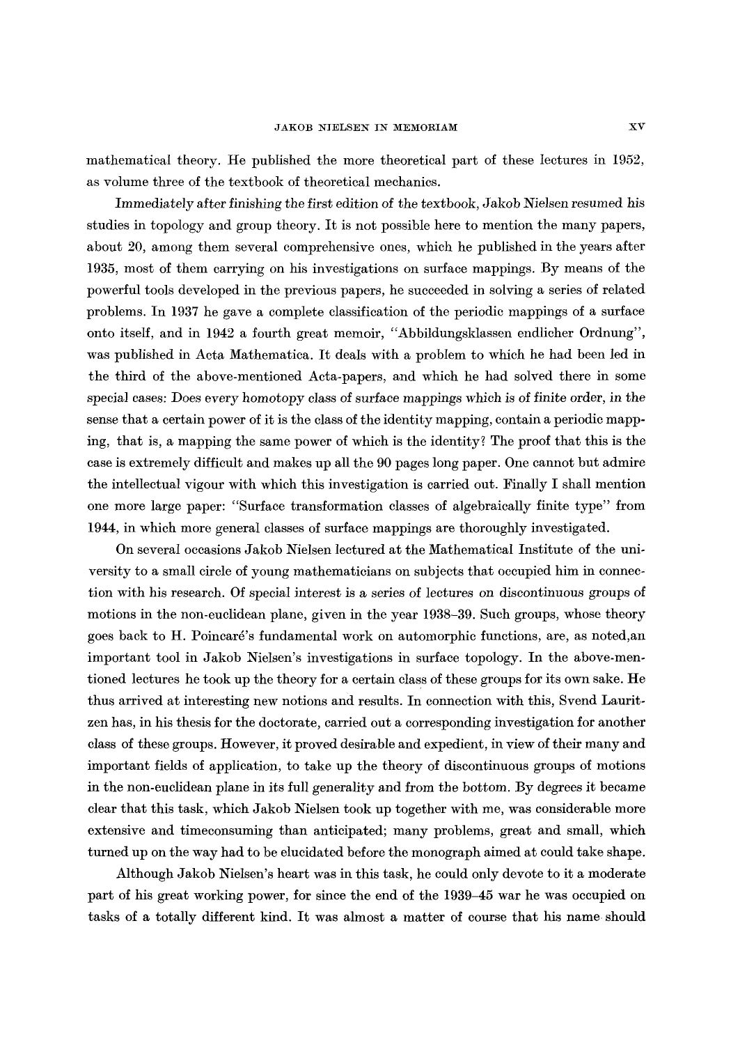mathematical theory. He published the more theoretical part of these lectures in 1952, as volume three of the textbook of theoretical mechanics.

Immediately after finishing the first edition of the textbook, Jakob Nielsen resumed his studies in topology and group theory. It is not possible here to mention the many papers, about 20, among them several comprehensive ones, which he published in the years after 1935, most of them carrying on his investigations on surface mappings. By means of the powerful tools developed in the previous papers, he succeeded in solving a series of related problems. In 1937 he gave a complete classification of the periodic mappings of a surface onto itself, and in 1942 a fourth great memoir, "Abbildungsklassen endlicher Ordnung", was published in Acta Mathematica. It deals with a problem to which he had been led in the third of the above-mentioned Acta-papers, and which he had solved there in some special cases: Does every homotopy class of surface mappings which is of finite order, in the sense that a certain power of it is the class of the identity mapping, contain a periodic mapping, that is, a mapping the same power of which is the identity? The proof that this is the case is extremely difficult and makes up all the 90 pages long paper. One cannot but admire the intellectual vigour with which this investigation is carried out. Finally I shall mention one more large paper: "Surface transformation classes of algebraically finite type" from 1944, in which more general classes of surface mappings are thoroughly investigated.

On several occasions Jakob Nielsen lectured at the Mathematical Institute of the university to a small circle of young mathematicians on subjects that occupied him in connection with his research. Of special interest is a series of lectures on discontinuous groups of motions in the non-euclidean plane, given in the year 1938–39. Such groups, whose theory goes back to H. Poincaré's fundamental work on automorphic functions, are, as noted,an important tool in Jakob Nielsen's investigations in surface topology. In the above-mentioned lectures he took up the theory for a certain class of these groups for its own sake. He thus arrived at interesting new notions and results. In connection with this, Svend Lauritzen has, in his thesis for the doctorate, carried out a corresponding investigation for another class of these groups. However, it proved desirable and expedient, in view of their many and important fields of application, to take up the theory of discontinuous groups of motions in the non-euclidean plane in its full generality and from the bottom. By degrees it became clear that this task, which Jakob Nielsen took up together with me, was considerable more extensive and timeconsuming than anticipated; many problems, great and small, which turned up on the way had to be elucidated before the monograph aimed at could take shape.

Although Jakob Nielsen's heart was in this task, he could only devote to it a moderate part of his great working power, for since the end of the 1939–45 war he was occupied on tasks of a totally different kind. It was almost a matter of course that his name should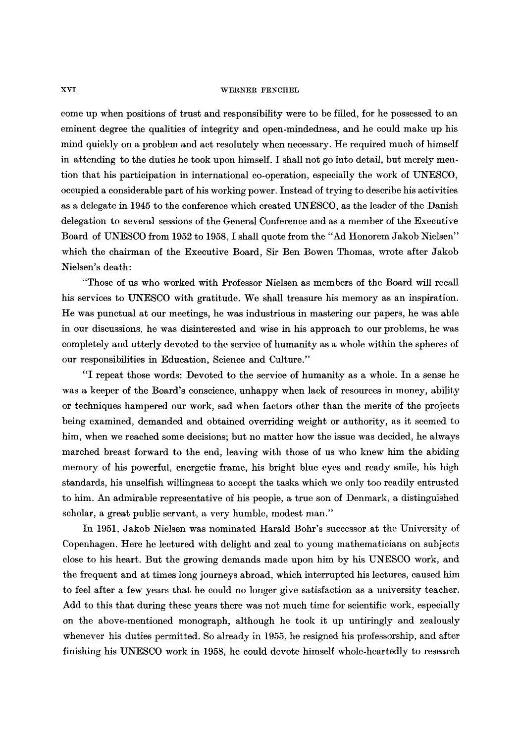come up when positions of trust and responsibility were to be filled, for he possessed to an eminent degree the qualities of integrity and open-mindedness, and he could make up his mind quickly on a problem and act resolutely when necessary. He required much of himself in attending to the duties he took upon himself. I shall not go into detail, but merely mention that his participation in international co-operation, especially the work of UNESCO, occupied a considerable part of his working power. Instead of trying to describe his activities as a delegate in 1945 to the conference which created UNESCO, as the leader of the Danish delegation to several sessions of the General Conference and as a member of the Executive Board of UNESCO from 1952 to 1958, I shall quote from the "Ad Honorem Jakob Nielsen" which the chairman of the Executive Board, Sir Ben Bowen Thomas, wrote after Jakob Nielsen's death:

"Those of us who worked with Professor Nielsen as members of the Board will recall his services to UNESCO with gratitude. We shall treasure his memory as an inspiration. He was punctual at our meetings, he was industrious in mastering our papers, he was able in our discussions, he was disinterested and wise in his approach to our problems, he was completely and utterly devoted to the service of humanity as a whole within the spheres of our responsibilities in Education, Science and Culture."

"I repeat those words: Devoted to the service of humanity as a whole. In a sense he was a keeper of the Board's conscience, unhappy when lack of resources in money, ability or techniques hampered our work, sad when factors other than the merits of the projects being examined, demanded and obtained overriding weight or authority, as it seemed to him, when we reached some decisions; but no matter how the issue was decided, he always marched breast forward to the end, leaving with those of us who knew him the abiding memory of his powerful, energetic frame, his bright blue eyes and ready smile, his high standards, his unselfish willingness to accept the tasks which we only too readily entrusted to him. An admirable representative of his people, a true son of Denmark, a distinguished scholar, a great public servant, a very humble, modest man."

In 1951, Jakob Nielsen was nominated Harald Bohr's successor at the University of Copenhagen. Here he lectured with delight and zeal to young mathematicians on subjects close to his heart. But the growing demands made upon him by his UNESCO work, and the frequent and at times long journeys abroad, which interrupted his lectures, caused him to feel after a few years that he could no longer give satisfaction as a university teacher. Add to this that during these years there was not much time for scientific work, especially on the above-mentioned monograph, although he took it up untiringly and zealously whenever his duties permitted. So already in 1955, he resigned his professorship, and after finishing his UNESCO work in 1958, he could devote himself whole-heartedly to research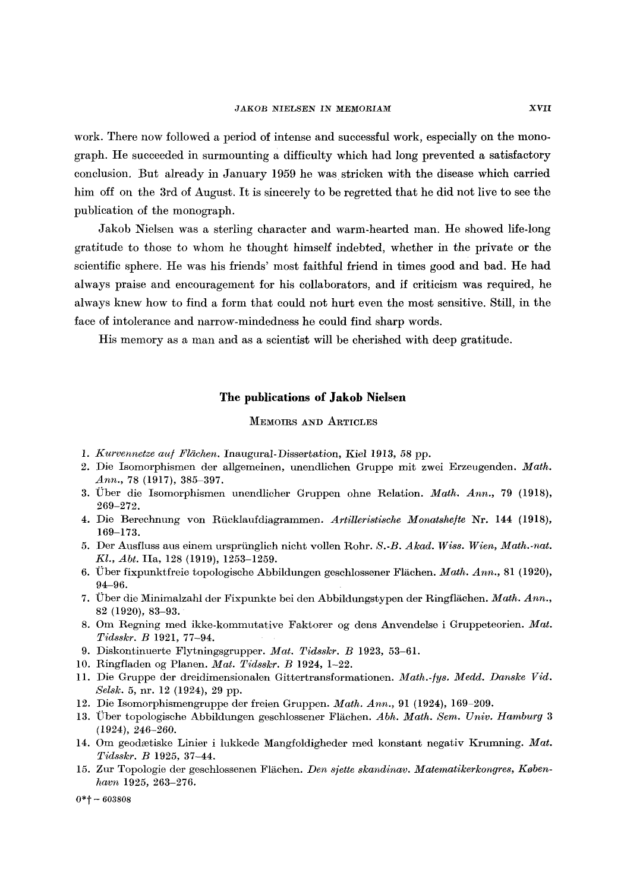work. There now followed a period of intense and successful work, especially on the monograph. He succeeded in surmounting a difficulty which had long prevented a satisfactory conclusion. But already in January 1959 he was stricken with the disease which carried him off on the 3rd of August. It is sincerely to be regretted that he did not live to see the publication of the monograph.

Jakob Nielsen was a sterling character and warm-hearted man. He showed life-long gratitude to those to whom he thought himself indebted, whether in the private or the scientific sphere. He was his friends' most faithful friend in times good and bad. He had always praise and encouragement for his collaborators, and if criticism was required, he always knew how to find a form that could not hurt even the most sensitive. Still, in the face of intolerance and narrow-mindedness he could find sharp words.

His memory as a man and as a scientist will be cherished with deep gratitude.

## The publications of Jakob Nielsen

### Memoirs and Articles

1. *Kurvennetze auf Flächen.* Inaugural-Dissertation, Kiel 1913, 58 pp.
2. Die Isomorphismen der allgemeinen, unendlichen Gruppe mit zwei Erzeugenden. *Math. Ann.*, 78 (1917), 385–397.
3. Über die Isomorphismen unendlicher Gruppen ohne Relation. *Math. Ann.*, 79 (1918), 269–272.
4. Die Berechnung von Rücklaufdiagrammen. *Artilleristische Monatshefte* Nr. 144 (1918), 169–173.
5. Der Ausfluss aus einem ursprünglich nicht vollen Rohr. *S.-B. Akad. Wiss. Wien, Math.-nat. Kl., Abt.* IIa, 128 (1919), 1253–1259.
6. Über fixpunktfreie topologische Abbildungen geschlossener Flächen. *Math. Ann.*, 81 (1920), 94–96.
7. Über die Minimalzahl der Fixpunkte bei den Abbildungstypen der Ringflächen. *Math. Ann.*, 82 (1920), 83–93.
8. Om Regning med ikke-kommutative Faktorer og dens Anvendelse i Gruppeteorien. *Mat. Tidsskr. B* 1921, 77–94.
9. Diskontinuerte Flytningsgrupper. *Mat. Tidsskr. B* 1923, 53–61.
10. Ringfladen og Planen. *Mat. Tidsskr. B* 1924, 1–22.
11. Die Gruppe der dreidimensionalen Gittertransformationen. *Math.-fys. Medd. Danske Vid. Selsk.* 5, nr. 12 (1924), 29 pp.
12. Die Isomorphismengruppe der freien Gruppen. *Math. Ann.*, 91 (1924), 169–209.
13. Über topologische Abbildungen geschlossener Flächen. *Abh. Math. Sem. Univ. Hamburg* 3 (1924), 246–260.
14. Om geodætiske Linier i lukkede Mangfoldigheder med konstant negativ Krumning. *Mat. Tidsskr. B* 1925, 37–44.
15. Zur Topologie der geschlossenen Flächen. *Den sjette skandinav. Matematikerkongres, København* 1925, 263–276.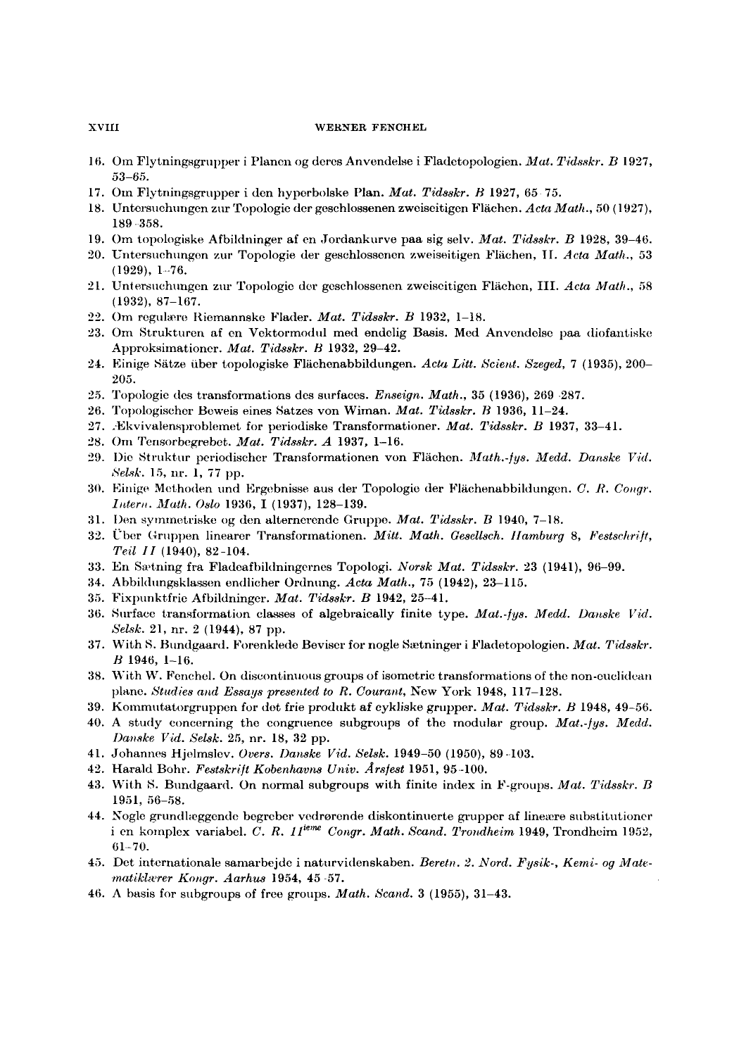16. Om Flytningsgrupper i Planen og deres Anvendelse i Fladetopologien. *Mat. Tidsskr. B* 1927, 53–65.
17. Om Flytningsgrupper i den hyperbolske Plan. *Mat. Tidsskr. B* 1927, 65–75.
18. Untersuchungen zur Topologie der geschlossenen zweiseitigen Flächen. *Acta Math.*, 50 (1927), 189–358.
19. Om topologiske Afbildninger af en Jordankurve paa sig selv. *Mat. Tidsskr. B* 1928, 39–46.
20. Untersuchungen zur Topologie der geschlossenen zweiseitigen Flächen, II. *Acta Math.*, 53 (1929), 1–76.
21. Untersuchungen zur Topologie der geschlossenen zweiseitigen Flächen, III. *Acta Math.*, 58 (1932), 87–167.
22. Om regulære Riemannske Flader. *Mat. Tidsskr. B* 1932, 1–18.
23. Om Strukturen af en Vektormodul med endelig Basis. Med Anvendelse paa diofantiske Approksimationer. *Mat. Tidsskr. B* 1932, 29–42.
24. Einige Sätze über topologiske Flächenabbildungen. *Acta Litt. Scient. Szeged*, 7 (1935), 200–205.
25. Topologie des transformations des surfaces. *Enseign. Math.*, 35 (1936), 269–287.
26. Topologischer Beweis eines Satzes von Wiman. *Mat. Tidsskr. B* 1936, 11–24.
27. Ækvivalensproblemet for periodiske Transformationer. *Mat. Tidsskr. B* 1937, 33–41.
28. Om Tensorbegrebet. *Mat. Tidsskr. A* 1937, 1–16.
29. Die Struktur periodischer Transformationen von Flächen. *Math.-fys. Medd. Danske Vid. Selsk.* 15, nr. 1, 77 pp.
30. Einige Methoden und Ergebnisse aus der Topologie der Flächenabbildungen. *C. R. Congr. Intern. Math. Oslo* 1936, I (1937), 128–139.
31. Den symmetriske og den alternerende Gruppe. *Mat. Tidsskr. B* 1940, 7–18.
32. Über Gruppen linearer Transformationen. *Mitt. Math. Gesellsch. Hamburg* 8, *Festschrift, Teil II* (1940), 82–104.
33. En Sætning fra Fladeafbildningernes Topologi. *Norsk Mat. Tidsskr.* 23 (1941), 96–99.
34. Abbildungsklassen endlicher Ordnung. *Acta Math.*, 75 (1942), 23–115.
35. Fixpunktfrie Afbildninger. *Mat. Tidsskr. B* 1942, 25–41.
36. Surface transformation classes of algebraically finite type. *Mat.-fys. Medd. Danske Vid. Selsk.* 21, nr. 2 (1944), 87 pp.
37. With S. Bundgaard. Forenklede Beviser for nogle Sætninger i Fladetopologien. *Mat. Tidsskr. B* 1946, 1–16.
38. With W. Fenchel. On discontinuous groups of isometric transformations of the non-euclidean plane. *Studies and Essays presented to R. Courant*, New York 1948, 117–128.
39. Kommutatorgruppen for det frie produkt af cykliske grupper. *Mat. Tidsskr. B* 1948, 49–56.
40. A study concerning the congruence subgroups of the modular group. *Mat.-fys. Medd. Danske Vid. Selsk.* 25, nr. 18, 32 pp.
41. Johannes Hjelmslev. *Overs. Danske Vid. Selsk.* 1949–50 (1950), 89–103.
42. Harald Bohr. *Festskrift Kobenhavns Univ. Årsfest* 1951, 95–100.
43. With S. Bundgaard. On normal subgroups with finite index in F-groups. *Mat. Tidsskr. B* 1951, 56–58.
44. Nogle grundlæggende begreber vedrørende diskontinuerte grupper af lineære substitutioner i en komplex variabel. *C. R. 11ieme Congr. Math. Scand. Trondheim* 1949, Trondheim 1952, 61–70.
45. Det internationale samarbejde i naturvidenskaben. *Beretn. 2. Nord. Fysik-, Kemi- og Matematiklærer Kongr. Aarhus* 1954, 45–57.
46. A basis for subgroups of free groups. *Math. Scand.* 3 (1955), 31–43.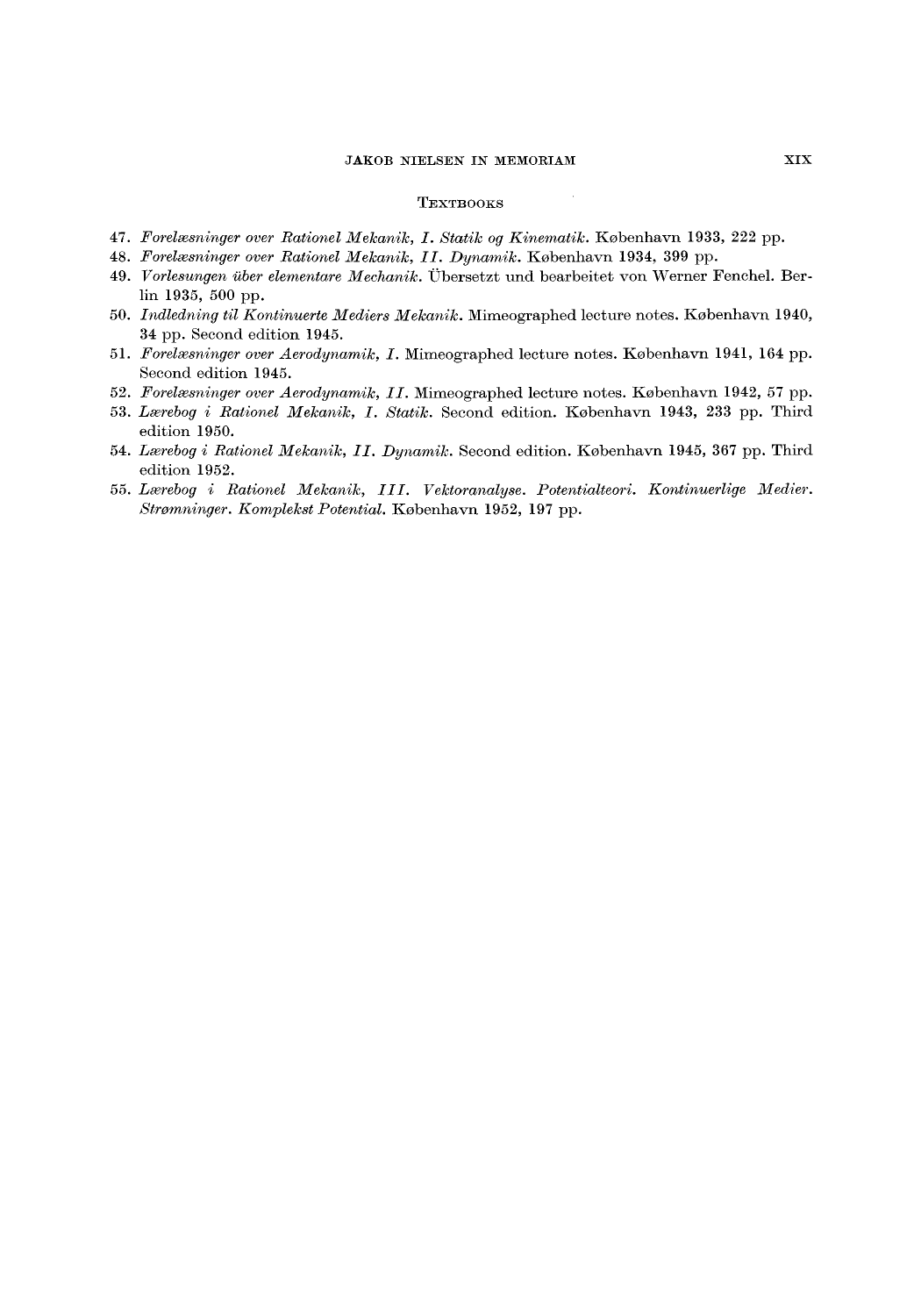## Textbooks

47. *Forelæsninger over Rationel Mekanik, I. Statik og Kinematik.* København 1933, 222 pp.
48. *Forelæsninger over Rationel Mekanik, II. Dynamik.* København 1934, 399 pp.
49. *Vorlesungen über elementare Mechanik.* Übersetzt und bearbeitet von Werner Fenchel. Berlin 1935, 500 pp.
50. *Indledning til Kontinuerte Mediers Mekanik.* Mimeographed lecture notes. København 1940, 34 pp. Second edition 1945.
51. *Forelæsninger over Aerodynamik, I.* Mimeographed lecture notes. København 1941, 164 pp. Second edition 1945.
52. *Forelæsninger over Aerodynamik, II.* Mimeographed lecture notes. København 1942, 57 pp.
53. *Lærebog i Rationel Mekanik, I. Statik.* Second edition. København 1943, 233 pp. Third edition 1950.
54. *Lærebog i Rationel Mekanik, II. Dynamik.* Second edition. København 1945, 367 pp. Third edition 1952.
55. *Lærebog i Rationel Mekanik, III. Vektoranalyse. Potentialteori. Kontinuerlige Medier. Strømninger. Komplekst Potential.* København 1952, 197 pp.